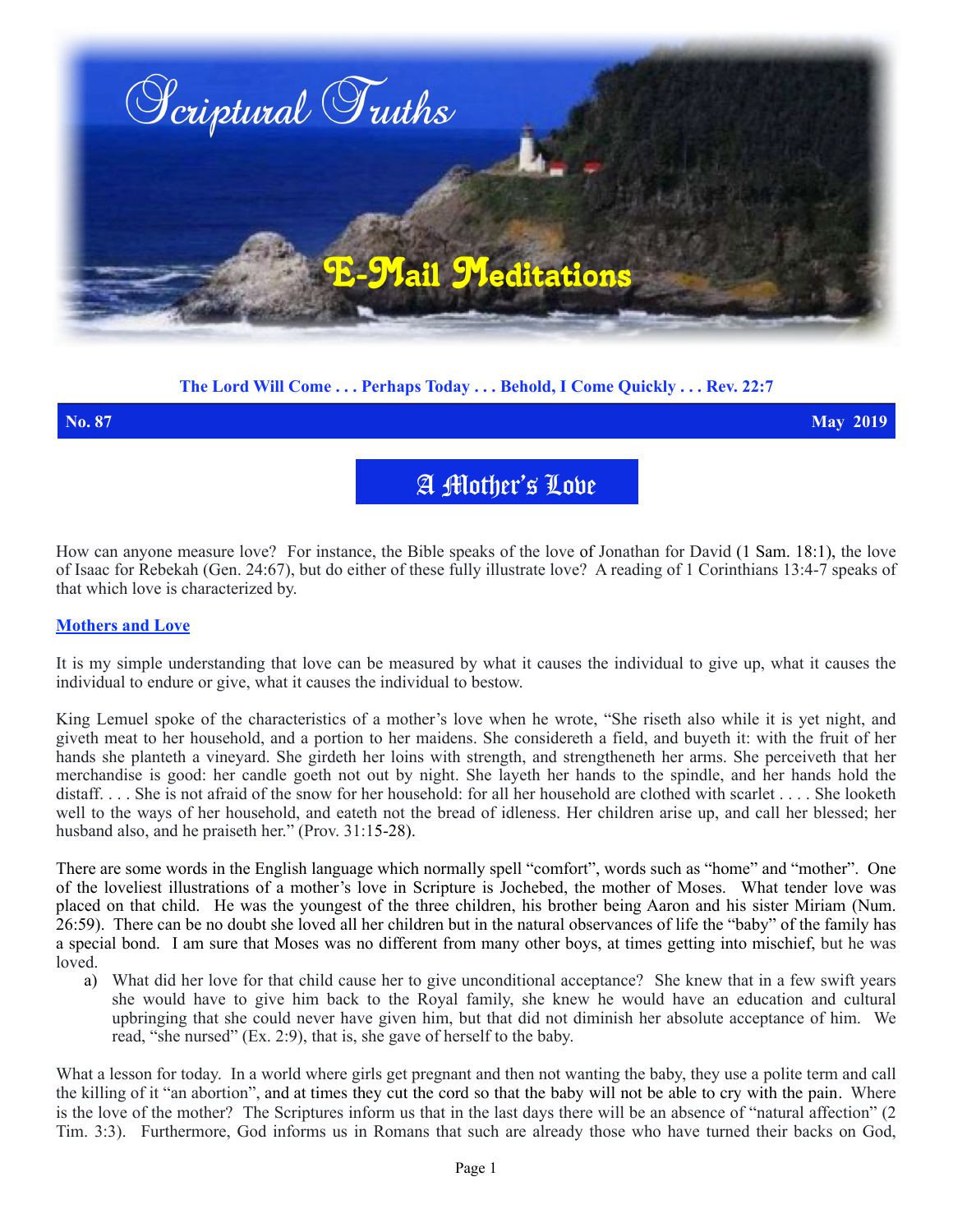# Scriptural Truths

## E-Mail Meditations

**The Lord Will Come . . . Perhaps Today . . . Behold, I Come Quickly . . . Rev. 22:7**

**No. 87** **May 2019**

## A Mother's Love

How can anyone measure love? For instance, the Bible speaks of the love of Jonathan for David (1 Sam. 18:1), the love of Isaac for Rebekah (Gen. 24:67), but do either of these fully illustrate love? A reading of 1 Corinthians 13:4-7 speaks of that which love is characterized by.

### Mothers and Love

It is my simple understanding that love can be measured by what it causes the individual to give up, what it causes the individual to endure or give, what it causes the individual to bestow.

King Lemuel spoke of the characteristics of a mother's love when he wrote, "She riseth also while it is yet night, and giveth meat to her household, and a portion to her maidens. She considereth a field, and buyeth it: with the fruit of her hands she planteth a vineyard. She girdeth her loins with strength, and strengtheneth her arms. She perceiveth that her merchandise is good: her candle goeth not out by night. She layeth her hands to the spindle, and her hands hold the distaff. . . . She is not afraid of the snow for her household: for all her household are clothed with scarlet . . . . She looketh well to the ways of her household, and eateth not the bread of idleness. Her children arise up, and call her blessed; her husband also, and he praiseth her." (Prov. 31:15-28).

There are some words in the English language which normally spell "comfort", words such as "home" and "mother". One of the loveliest illustrations of a mother's love in Scripture is Jochebed, the mother of Moses. What tender love was placed on that child. He was the youngest of the three children, his brother being Aaron and his sister Miriam (Num. 26:59). There can be no doubt she loved all her children but in the natural observances of life the "baby" of the family has a special bond. I am sure that Moses was no different from many other boys, at times getting into mischief, but he was loved.

a) What did her love for that child cause her to give unconditional acceptance? She knew that in a few swift years she would have to give him back to the Royal family, she knew he would have an education and cultural upbringing that she could never have given him, but that did not diminish her absolute acceptance of him. We read, "she nursed" (Ex. 2:9), that is, she gave of herself to the baby.

What a lesson for today. In a world where girls get pregnant and then not wanting the baby, they use a polite term and call the killing of it "an abortion", and at times they cut the cord so that the baby will not be able to cry with the pain. Where is the love of the mother? The Scriptures inform us that in the last days there will be an absence of "natural affection" (2 Tim. 3:3). Furthermore, God informs us in Romans that such are already those who have turned their backs on God,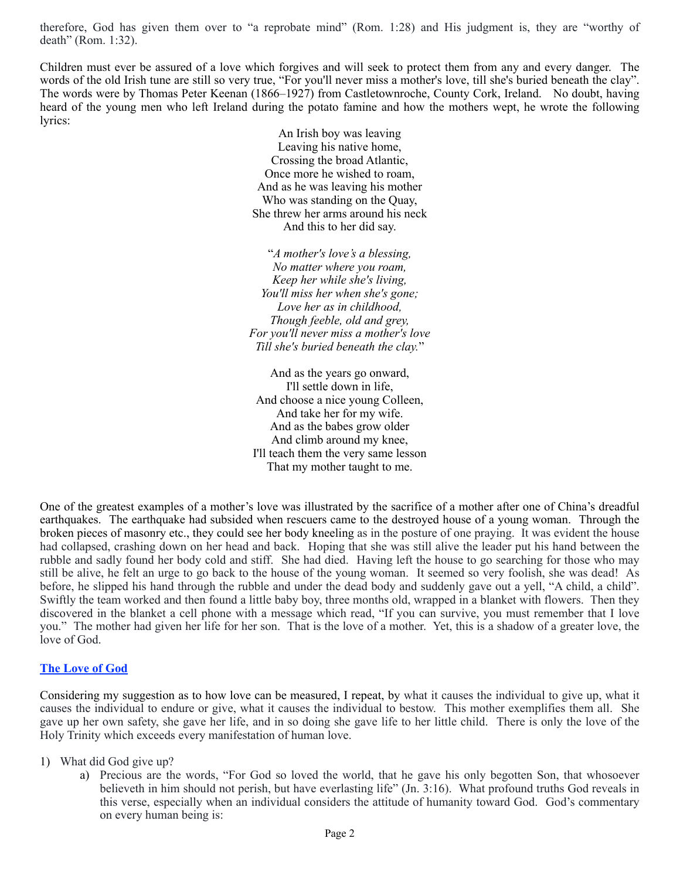therefore, God has given them over to "a reprobate mind" (Rom. 1:28) and His judgment is, they are "worthy of death" (Rom. 1:32).

Children must ever be assured of a love which forgives and will seek to protect them from any and every danger. The words of the old Irish tune are still so very true, "For you'll never miss a mother's love, till she's buried beneath the clay". The words were by Thomas Peter Keenan (1866–1927) from Castletownroche, County Cork, Ireland. No doubt, having heard of the young men who left Ireland during the potato famine and how the mothers wept, he wrote the following lyrics:

An Irish boy was leaving
Leaving his native home,
Crossing the broad Atlantic,
Once more he wished to roam,
And as he was leaving his mother
Who was standing on the Quay,
She threw her arms around his neck
And this to her did say.

"*A mother's love's a blessing,*
*No matter where you roam,*
*Keep her while she's living,*
*You'll miss her when she's gone;*
*Love her as in childhood,*
*Though feeble, old and grey,*
*For you'll never miss a mother's love*
*Till she's buried beneath the clay.*"

And as the years go onward,
I'll settle down in life,
And choose a nice young Colleen,
And take her for my wife.
And as the babes grow older
And climb around my knee,
I'll teach them the very same lesson
That my mother taught to me.

One of the greatest examples of a mother's love was illustrated by the sacrifice of a mother after one of China's dreadful earthquakes. The earthquake had subsided when rescuers came to the destroyed house of a young woman. Through the broken pieces of masonry etc., they could see her body kneeling as in the posture of one praying. It was evident the house had collapsed, crashing down on her head and back. Hoping that she was still alive the leader put his hand between the rubble and sadly found her body cold and stiff. She had died. Having left the house to go searching for those who may still be alive, he felt an urge to go back to the house of the young woman. It seemed so very foolish, she was dead! As before, he slipped his hand through the rubble and under the dead body and suddenly gave out a yell, "A child, a child". Swiftly the team worked and then found a little baby boy, three months old, wrapped in a blanket with flowers. Then they discovered in the blanket a cell phone with a message which read, "If you can survive, you must remember that I love you." The mother had given her life for her son. That is the love of a mother. Yet, this is a shadow of a greater love, the love of God.

## The Love of God

Considering my suggestion as to how love can be measured, I repeat, by what it causes the individual to give up, what it causes the individual to endure or give, what it causes the individual to bestow. This mother exemplifies them all. She gave up her own safety, she gave her life, and in so doing she gave life to her little child. There is only the love of the Holy Trinity which exceeds every manifestation of human love.

1) What did God give up?
    a) Precious are the words, "For God so loved the world, that he gave his only begotten Son, that whosoever believeth in him should not perish, but have everlasting life" (Jn. 3:16). What profound truths God reveals in this verse, especially when an individual considers the attitude of humanity toward God. God's commentary on every human being is: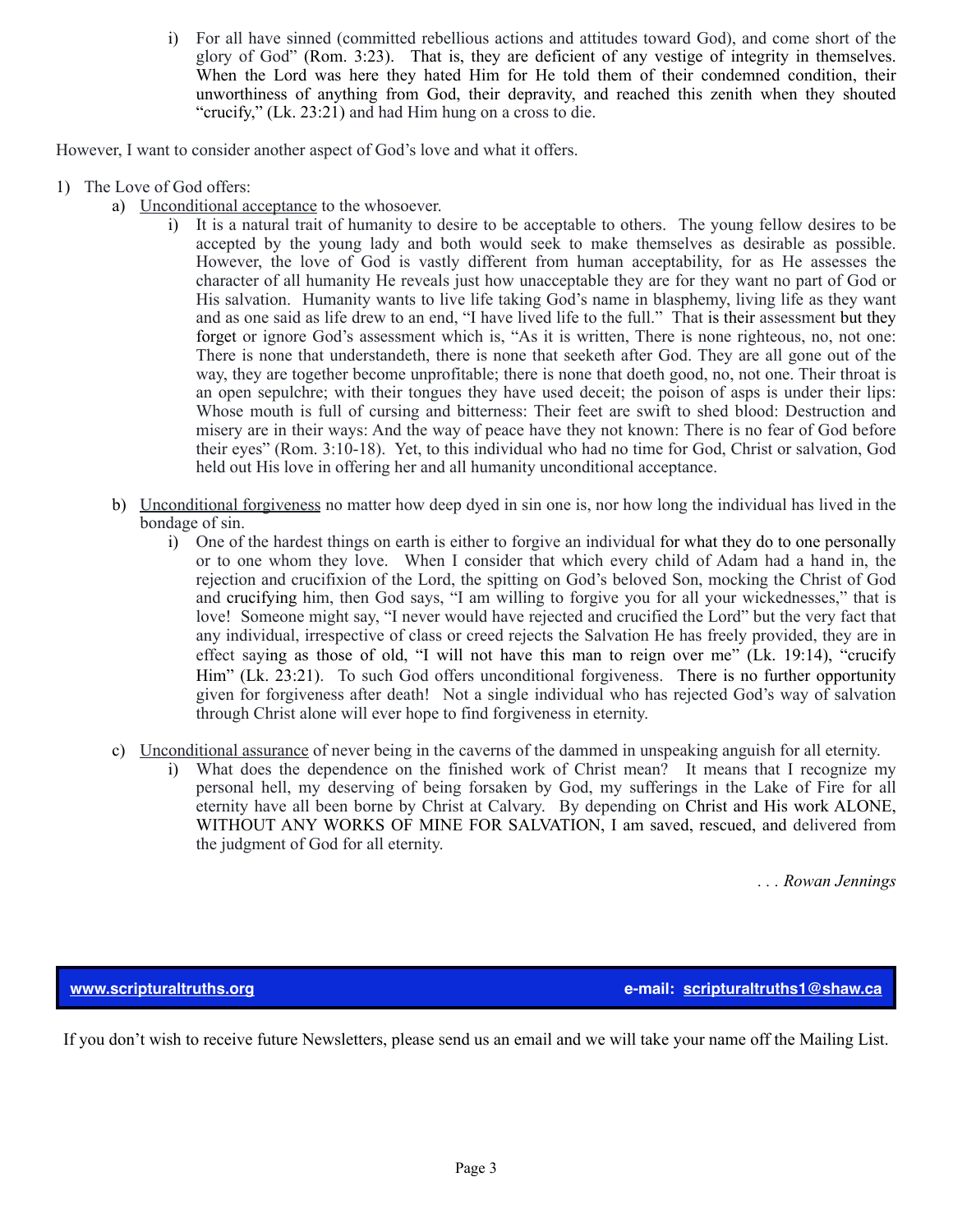i) For all have sinned (committed rebellious actions and attitudes toward God), and come short of the glory of God" (Rom. 3:23). That is, they are deficient of any vestige of integrity in themselves. When the Lord was here they hated Him for He told them of their condemned condition, their unworthiness of anything from God, their depravity, and reached this zenith when they shouted "crucify," (Lk. 23:21) and had Him hung on a cross to die.

However, I want to consider another aspect of God's love and what it offers.

1) The Love of God offers:
   a) <u>Unconditional acceptance</u> to the whosoever.
      i) It is a natural trait of humanity to desire to be acceptable to others. The young fellow desires to be accepted by the young lady and both would seek to make themselves as desirable as possible. However, the love of God is vastly different from human acceptability, for as He assesses the character of all humanity He reveals just how unacceptable they are for they want no part of God or His salvation. Humanity wants to live life taking God's name in blasphemy, living life as they want and as one said as life drew to an end, "I have lived life to the full." That is their assessment but they forget or ignore God's assessment which is, "As it is written, There is none righteous, no, not one: There is none that understandeth, there is none that seeketh after God. They are all gone out of the way, they are together become unprofitable; there is none that doeth good, no, not one. Their throat is an open sepulchre; with their tongues they have used deceit; the poison of asps is under their lips: Whose mouth is full of cursing and bitterness: Their feet are swift to shed blood: Destruction and misery are in their ways: And the way of peace have they not known: There is no fear of God before their eyes" (Rom. 3:10-18). Yet, to this individual who had no time for God, Christ or salvation, God held out His love in offering her and all humanity unconditional acceptance.

   b) <u>Unconditional forgiveness</u> no matter how deep dyed in sin one is, nor how long the individual has lived in the bondage of sin.
      i) One of the hardest things on earth is either to forgive an individual for what they do to one personally or to one whom they love. When I consider that which every child of Adam had a hand in, the rejection and crucifixion of the Lord, the spitting on God's beloved Son, mocking the Christ of God and crucifying him, then God says, "I am willing to forgive you for all your wickednesses," that is love! Someone might say, "I never would have rejected and crucified the Lord" but the very fact that any individual, irrespective of class or creed rejects the Salvation He has freely provided, they are in effect saying as those of old, "I will not have this man to reign over me" (Lk. 19:14), "crucify Him" (Lk. 23:21). To such God offers unconditional forgiveness. There is no further opportunity given for forgiveness after death! Not a single individual who has rejected God's way of salvation through Christ alone will ever hope to find forgiveness in eternity.

   c) <u>Unconditional assurance</u> of never being in the caverns of the dammed in unspeaking anguish for all eternity.
      i) What does the dependence on the finished work of Christ mean? It means that I recognize my personal hell, my deserving of being forsaken by God, my sufferings in the Lake of Fire for all eternity have all been borne by Christ at Calvary. By depending on Christ and His work ALONE, WITHOUT ANY WORKS OF MINE FOR SALVATION, I am saved, rescued, and delivered from the judgment of God for all eternity.

*. . . Rowan Jennings*

**www.scripturaltruths.org** **e-mail: scripturaltruths1@shaw.ca**

If you don't wish to receive future Newsletters, please send us an email and we will take your name off the Mailing List.